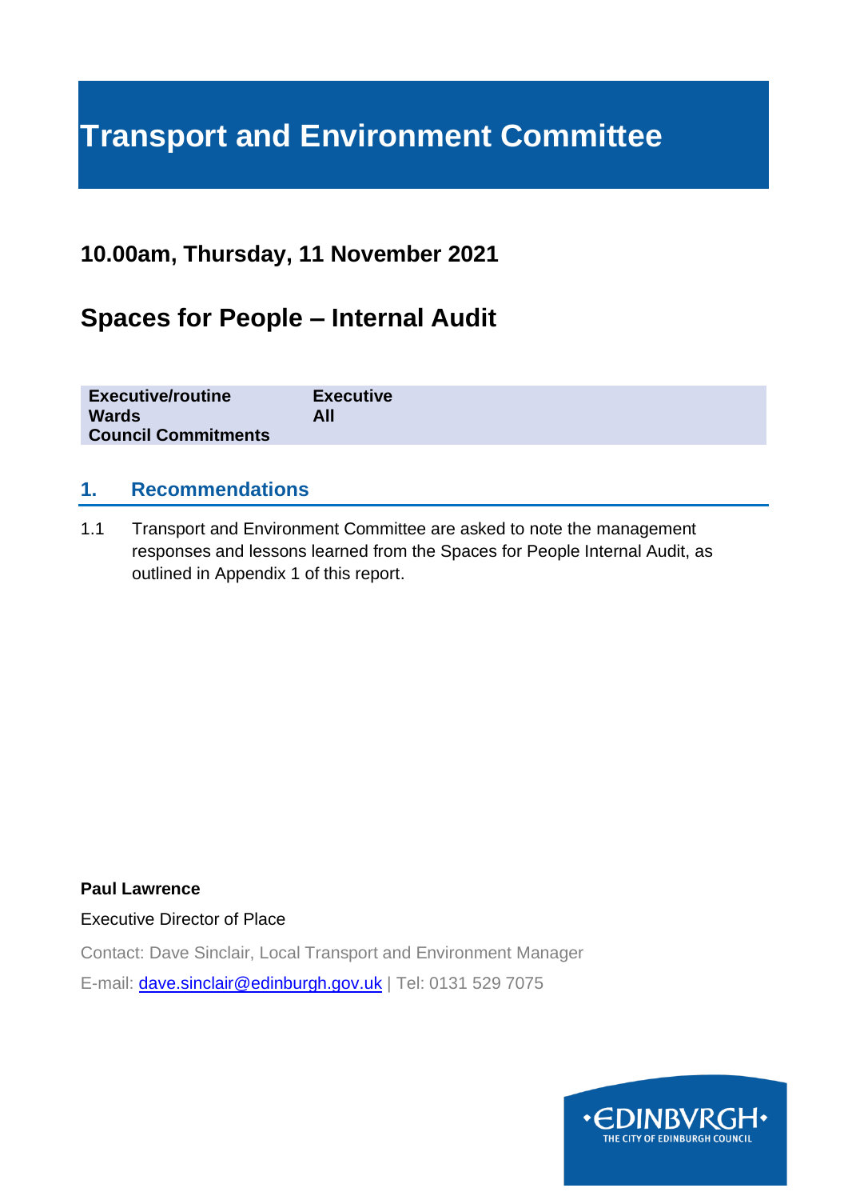# Transport and Environment Committee

## 10.00am, Thursday, 11 November 2021

## Spaces for People – Internal Audit

| | |
|---|---|
| **Executive/routine** | **Executive** |
| **Wards** | **All** |
| **Council Commitments** | |

### 1. Recommendations

1.1 Transport and Environment Committee are asked to note the management responses and lessons learned from the Spaces for People Internal Audit, as outlined in Appendix 1 of this report.

**Paul Lawrence**

Executive Director of Place

Contact: Dave Sinclair, Local Transport and Environment Manager

E-mail: dave.sinclair@edinburgh.gov.uk | Tel: 0131 529 7075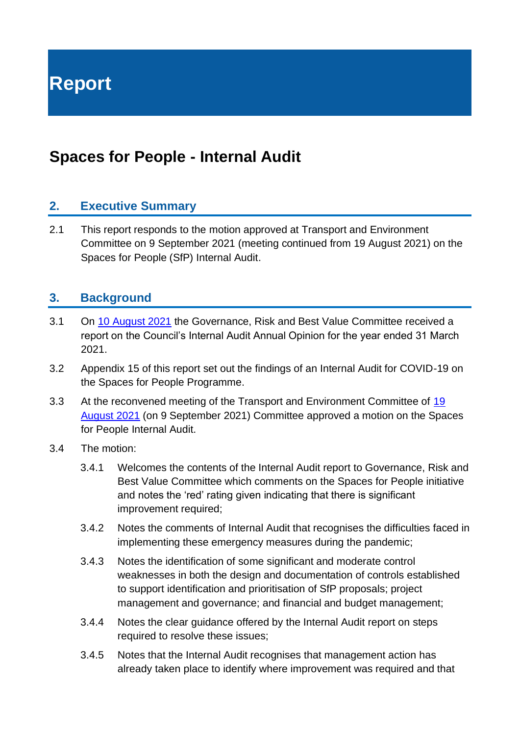# Report

## Spaces for People - Internal Audit

### 2. Executive Summary

2.1 This report responds to the motion approved at Transport and Environment Committee on 9 September 2021 (meeting continued from 19 August 2021) on the Spaces for People (SfP) Internal Audit.

### 3. Background

3.1 On [10 August 2021](#) the Governance, Risk and Best Value Committee received a report on the Council's Internal Audit Annual Opinion for the year ended 31 March 2021.

3.2 Appendix 15 of this report set out the findings of an Internal Audit for COVID-19 on the Spaces for People Programme.

3.3 At the reconvened meeting of the Transport and Environment Committee of [19 August 2021](#) (on 9 September 2021) Committee approved a motion on the Spaces for People Internal Audit.

3.4 The motion:

- 3.4.1 Welcomes the contents of the Internal Audit report to Governance, Risk and Best Value Committee which comments on the Spaces for People initiative and notes the 'red' rating given indicating that there is significant improvement required;
- 3.4.2 Notes the comments of Internal Audit that recognises the difficulties faced in implementing these emergency measures during the pandemic;
- 3.4.3 Notes the identification of some significant and moderate control weaknesses in both the design and documentation of controls established to support identification and prioritisation of SfP proposals; project management and governance; and financial and budget management;
- 3.4.4 Notes the clear guidance offered by the Internal Audit report on steps required to resolve these issues;
- 3.4.5 Notes that the Internal Audit recognises that management action has already taken place to identify where improvement was required and that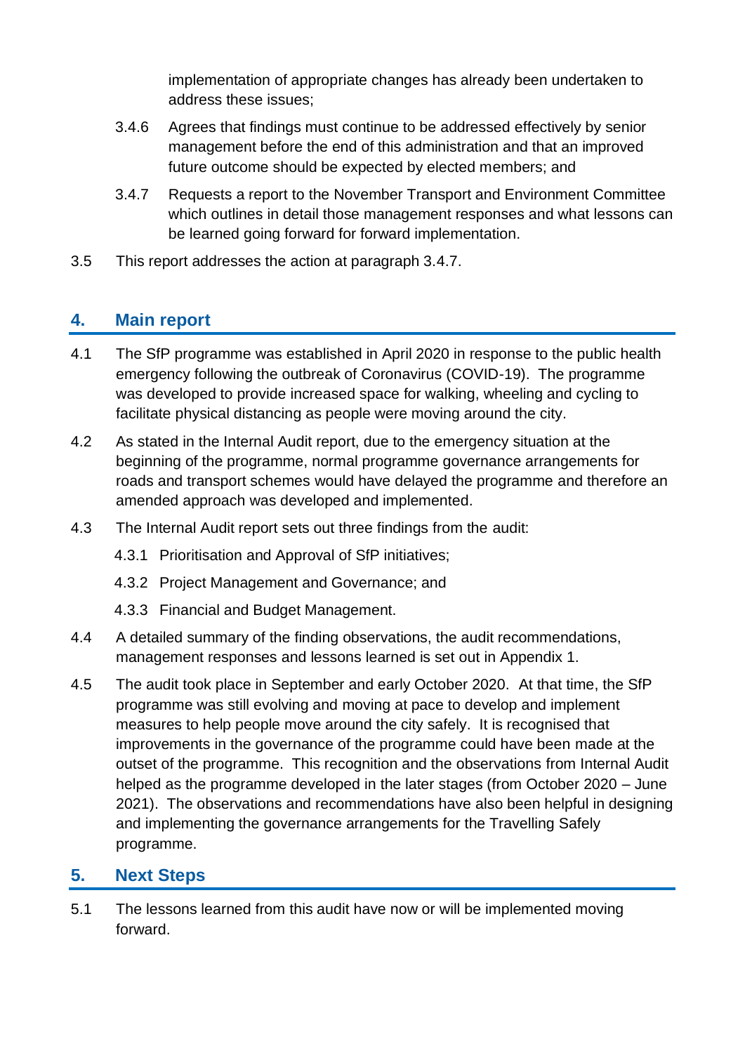implementation of appropriate changes has already been undertaken to address these issues;

3.4.6 Agrees that findings must continue to be addressed effectively by senior management before the end of this administration and that an improved future outcome should be expected by elected members; and

3.4.7 Requests a report to the November Transport and Environment Committee which outlines in detail those management responses and what lessons can be learned going forward for forward implementation.

3.5 This report addresses the action at paragraph 3.4.7.

## 4. Main report

4.1 The SfP programme was established in April 2020 in response to the public health emergency following the outbreak of Coronavirus (COVID-19). The programme was developed to provide increased space for walking, wheeling and cycling to facilitate physical distancing as people were moving around the city.

4.2 As stated in the Internal Audit report, due to the emergency situation at the beginning of the programme, normal programme governance arrangements for roads and transport schemes would have delayed the programme and therefore an amended approach was developed and implemented.

4.3 The Internal Audit report sets out three findings from the audit:

4.3.1 Prioritisation and Approval of SfP initiatives;

4.3.2 Project Management and Governance; and

4.3.3 Financial and Budget Management.

4.4 A detailed summary of the finding observations, the audit recommendations, management responses and lessons learned is set out in Appendix 1.

4.5 The audit took place in September and early October 2020. At that time, the SfP programme was still evolving and moving at pace to develop and implement measures to help people move around the city safely. It is recognised that improvements in the governance of the programme could have been made at the outset of the programme. This recognition and the observations from Internal Audit helped as the programme developed in the later stages (from October 2020 – June 2021). The observations and recommendations have also been helpful in designing and implementing the governance arrangements for the Travelling Safely programme.

## 5. Next Steps

5.1 The lessons learned from this audit have now or will be implemented moving forward.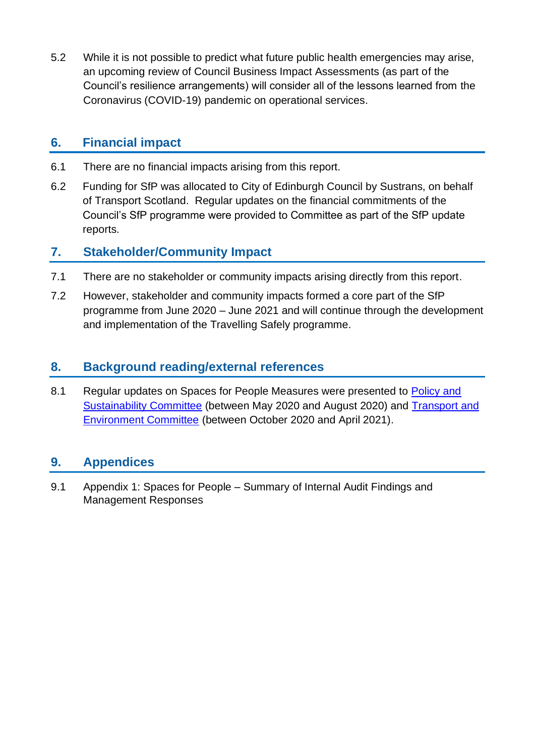5.2 While it is not possible to predict what future public health emergencies may arise, an upcoming review of Council Business Impact Assessments (as part of the Council's resilience arrangements) will consider all of the lessons learned from the Coronavirus (COVID-19) pandemic on operational services.

## 6. Financial impact

6.1 There are no financial impacts arising from this report.

6.2 Funding for SfP was allocated to City of Edinburgh Council by Sustrans, on behalf of Transport Scotland. Regular updates on the financial commitments of the Council's SfP programme were provided to Committee as part of the SfP update reports.

## 7. Stakeholder/Community Impact

7.1 There are no stakeholder or community impacts arising directly from this report.

7.2 However, stakeholder and community impacts formed a core part of the SfP programme from June 2020 – June 2021 and will continue through the development and implementation of the Travelling Safely programme.

## 8. Background reading/external references

8.1 Regular updates on Spaces for People Measures were presented to Policy and Sustainability Committee (between May 2020 and August 2020) and Transport and Environment Committee (between October 2020 and April 2021).

## 9. Appendices

9.1 Appendix 1: Spaces for People – Summary of Internal Audit Findings and Management Responses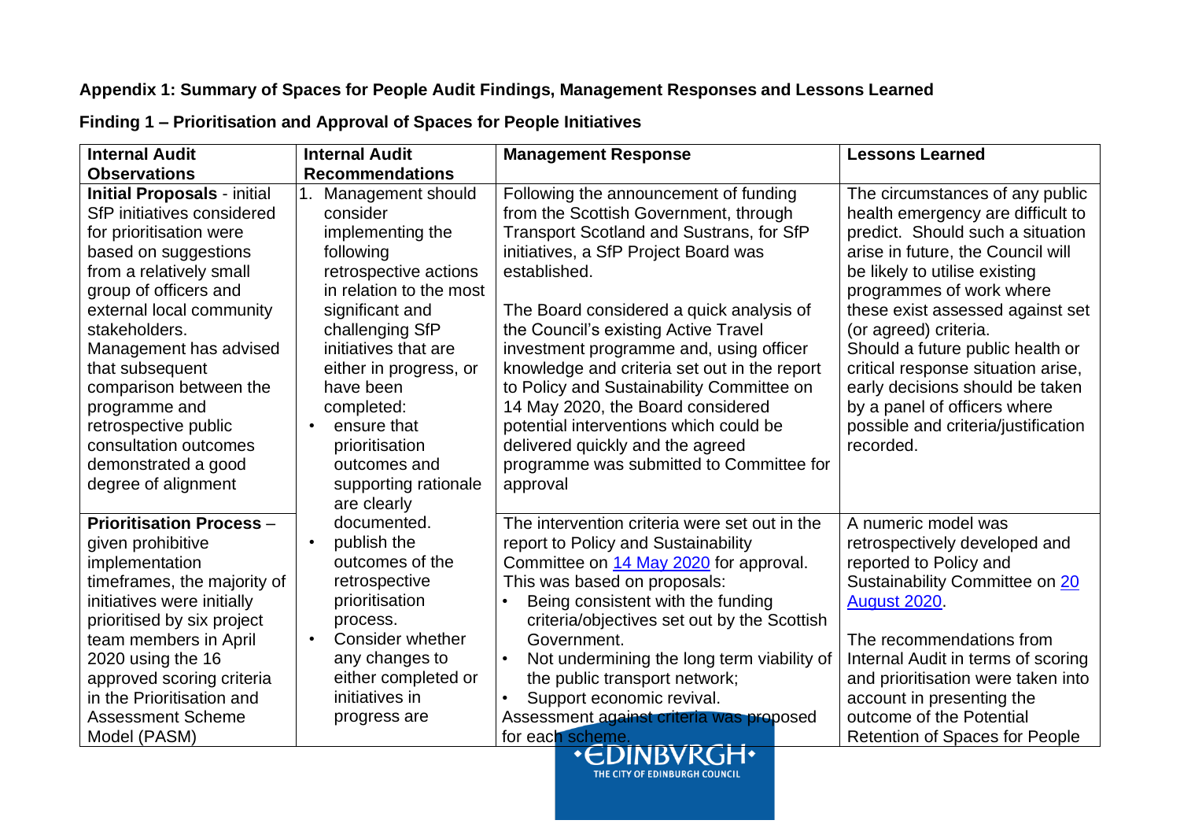**Appendix 1: Summary of Spaces for People Audit Findings, Management Responses and Lessons Learned**

**Finding 1 – Prioritisation and Approval of Spaces for People Initiatives**

| Internal Audit Observations | Internal Audit Recommendations | Management Response | Lessons Learned |
|---|---|---|---|
| **Initial Proposals** - initial SfP initiatives considered for prioritisation were based on suggestions from a relatively small group of officers and external local community stakeholders. Management has advised that subsequent comparison between the programme and retrospective public consultation outcomes demonstrated a good degree of alignment | 1. Management should consider implementing the following retrospective actions in relation to the most significant and challenging SfP initiatives that are either in progress, or have been completed: <br>• ensure that prioritisation outcomes and supporting rationale are clearly documented. <br>• publish the outcomes of the retrospective prioritisation process. <br>• Consider whether any changes to either completed or initiatives in progress are | Following the announcement of funding from the Scottish Government, through Transport Scotland and Sustrans, for SfP initiatives, a SfP Project Board was established. <br><br>The Board considered a quick analysis of the Council's existing Active Travel investment programme and, using officer knowledge and criteria set out in the report to Policy and Sustainability Committee on 14 May 2020, the Board considered potential interventions which could be delivered quickly and the agreed programme was submitted to Committee for approval | The circumstances of any public health emergency are difficult to predict. Should such a situation arise in future, the Council will be likely to utilise existing programmes of work where these exist assessed against set (or agreed) criteria. <br>Should a future public health or critical response situation arise, early decisions should be taken by a panel of officers where possible and criteria/justification recorded. |
| **Prioritisation Process** – given prohibitive implementation timeframes, the majority of initiatives were initially prioritised by six project team members in April 2020 using the 16 approved scoring criteria in the Prioritisation and Assessment Scheme Model (PASM) | | The intervention criteria were set out in the report to Policy and Sustainability Committee on [14 May 2020] for approval. This was based on proposals: <br>• Being consistent with the funding criteria/objectives set out by the Scottish Government. <br>• Not undermining the long term viability of the public transport network; <br>• Support economic revival. <br>Assessment against criteria was proposed for each scheme. | A numeric model was retrospectively developed and reported to Policy and Sustainability Committee on [20 August 2020]. <br><br>The recommendations from Internal Audit in terms of scoring and prioritisation were taken into account in presenting the outcome of the Potential Retention of Spaces for People |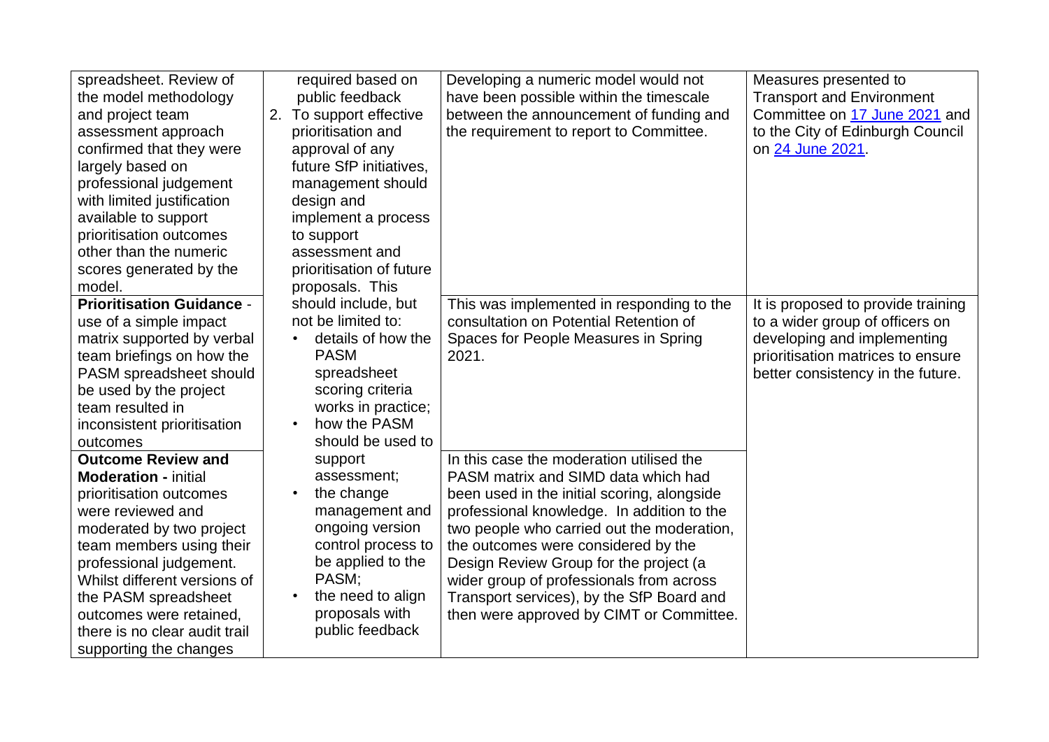| | | | |
|---|---|---|---|
| spreadsheet. Review of the model methodology and project team assessment approach confirmed that they were largely based on professional judgement with limited justification available to support prioritisation outcomes other than the numeric scores generated by the model. | required based on public feedback<br>2. To support effective prioritisation and approval of any future SfP initiatives, management should design and implement a process to support assessment and prioritisation of future proposals. This should include, but not be limited to:<br>• details of how the PASM spreadsheet scoring criteria works in practice;<br>• how the PASM should be used to support assessment;<br>• the change management and ongoing version control process to be applied to the PASM;<br>• the need to align proposals with public feedback | Developing a numeric model would not have been possible within the timescale between the announcement of funding and the requirement to report to Committee. | Measures presented to Transport and Environment Committee on [17 June 2021]() and to the City of Edinburgh Council on [24 June 2021](). |
| **Prioritisation Guidance** - use of a simple impact matrix supported by verbal team briefings on how the PASM spreadsheet should be used by the project team resulted in inconsistent prioritisation outcomes | | This was implemented in responding to the consultation on Potential Retention of Spaces for People Measures in Spring 2021. | It is proposed to provide training to a wider group of officers on developing and implementing prioritisation matrices to ensure better consistency in the future. |
| **Outcome Review and Moderation** - initial prioritisation outcomes were reviewed and moderated by two project team members using their professional judgement. Whilst different versions of the PASM spreadsheet outcomes were retained, there is no clear audit trail supporting the changes | | In this case the moderation utilised the PASM matrix and SIMD data which had been used in the initial scoring, alongside professional knowledge. In addition to the two people who carried out the moderation, the outcomes were considered by the Design Review Group for the project (a wider group of professionals from across Transport services), by the SfP Board and then were approved by CIMT or Committee. | |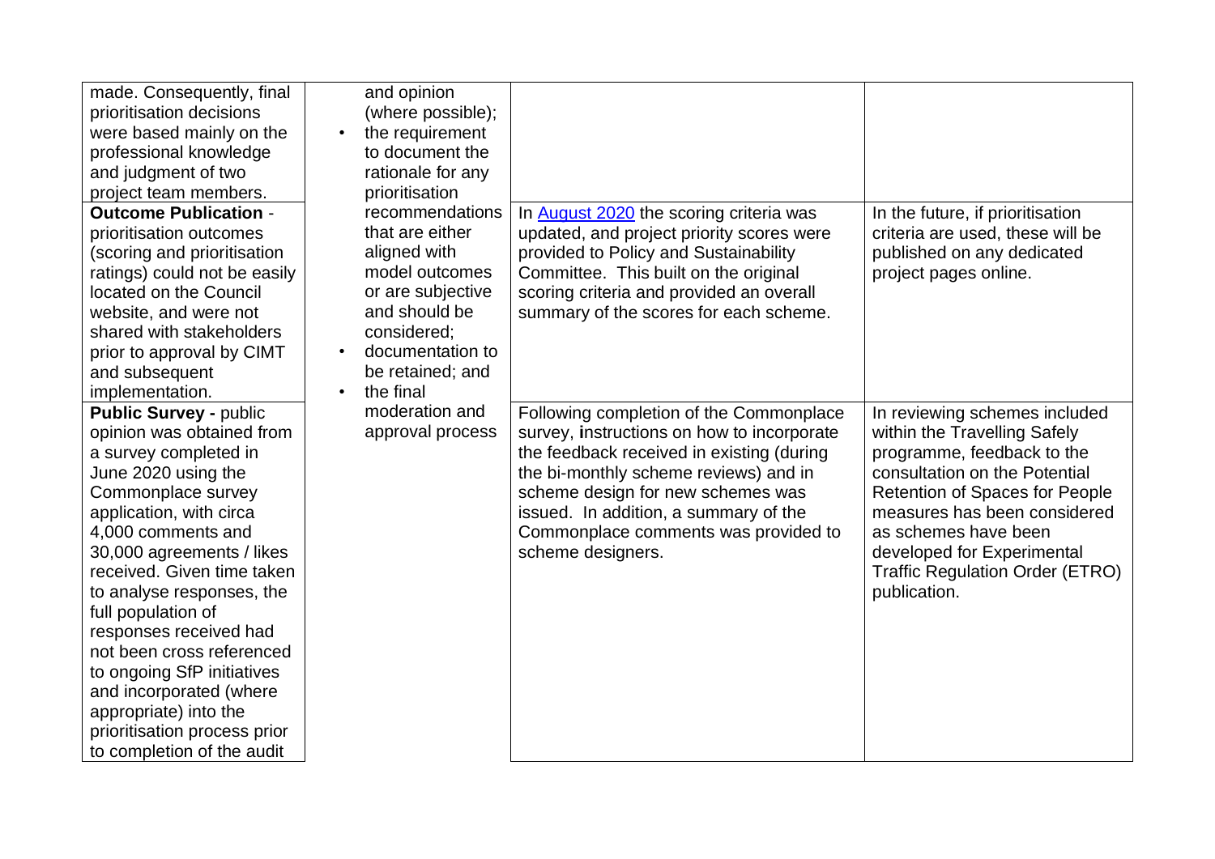| | | | |
|---|---|---|---|
| made. Consequently, final prioritisation decisions were based mainly on the professional knowledge and judgment of two project team members. | and opinion (where possible);<br>• the requirement to document the rationale for any prioritisation recommendations that are either aligned with model outcomes or are subjective and should be considered;<br>• documentation to be retained; and<br>• the final moderation and approval process | | |
| **Outcome Publication** - prioritisation outcomes (scoring and prioritisation ratings) could not be easily located on the Council website, and were not shared with stakeholders prior to approval by CIMT and subsequent implementation. | | In [August 2020] the scoring criteria was updated, and project priority scores were provided to Policy and Sustainability Committee. This built on the original scoring criteria and provided an overall summary of the scores for each scheme. | In the future, if prioritisation criteria are used, these will be published on any dedicated project pages online. |
| **Public Survey -** public opinion was obtained from a survey completed in June 2020 using the Commonplace survey application, with circa 4,000 comments and 30,000 agreements / likes received. Given time taken to analyse responses, the full population of responses received had not been cross referenced to ongoing SfP initiatives and incorporated (where appropriate) into the prioritisation process prior to completion of the audit | | Following completion of the Commonplace survey, instructions on how to incorporate the feedback received in existing (during the bi-monthly scheme reviews) and in scheme design for new schemes was issued. In addition, a summary of the Commonplace comments was provided to scheme designers. | In reviewing schemes included within the Travelling Safely programme, feedback to the consultation on the Potential Retention of Spaces for People measures has been considered as schemes have been developed for Experimental Traffic Regulation Order (ETRO) publication. |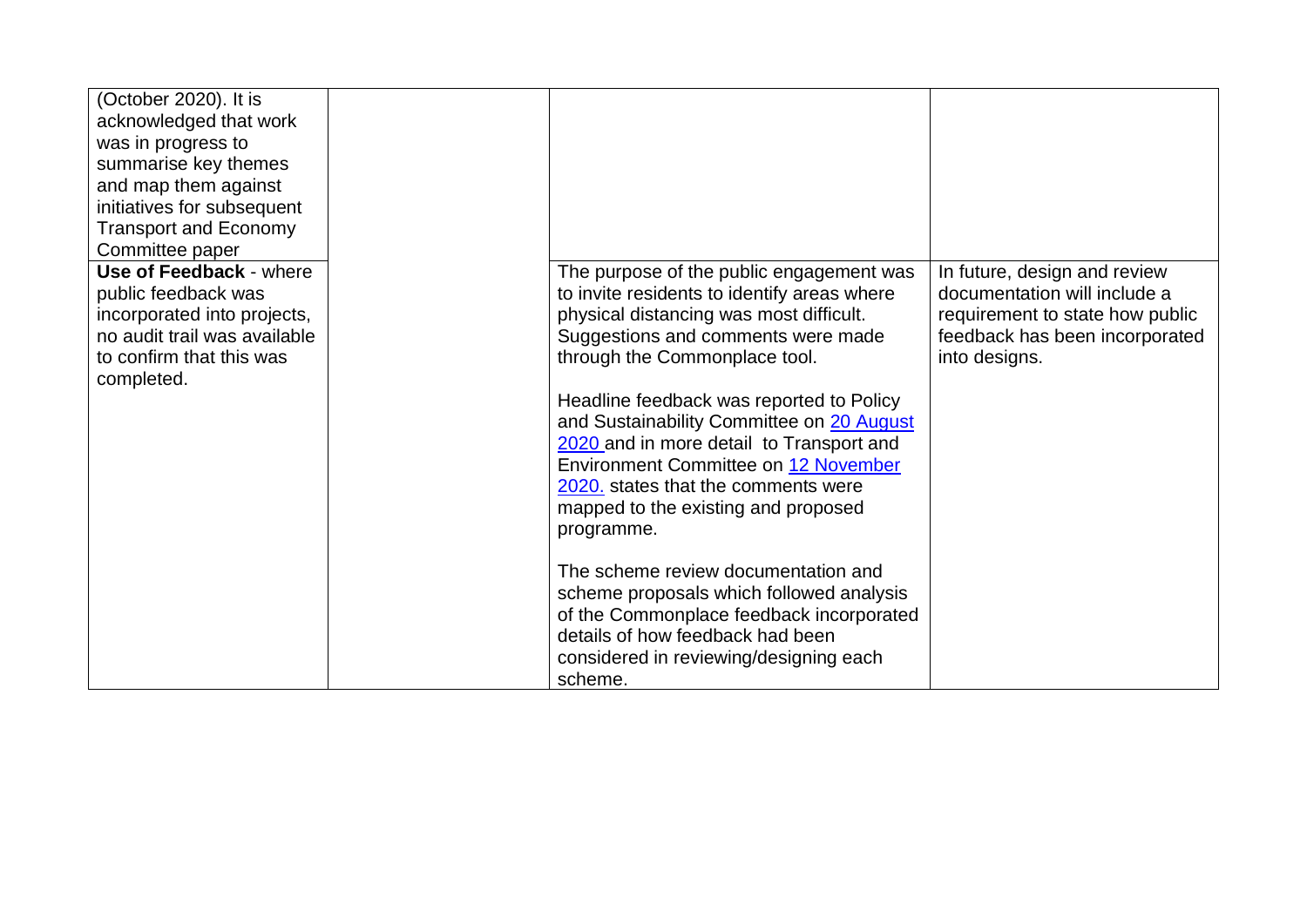| | | | |
|---|---|---|---|
| (October 2020). It is acknowledged that work was in progress to summarise key themes and map them against initiatives for subsequent Transport and Economy Committee paper | | | |
| **Use of Feedback** - where public feedback was incorporated into projects, no audit trail was available to confirm that this was completed. | | The purpose of the public engagement was to invite residents to identify areas where physical distancing was most difficult. Suggestions and comments were made through the Commonplace tool.<br><br>Headline feedback was reported to Policy and Sustainability Committee on 20 August 2020 and in more detail to Transport and Environment Committee on 12 November 2020. states that the comments were mapped to the existing and proposed programme.<br><br>The scheme review documentation and scheme proposals which followed analysis of the Commonplace feedback incorporated details of how feedback had been considered in reviewing/designing each scheme. | In future, design and review documentation will include a requirement to state how public feedback has been incorporated into designs. |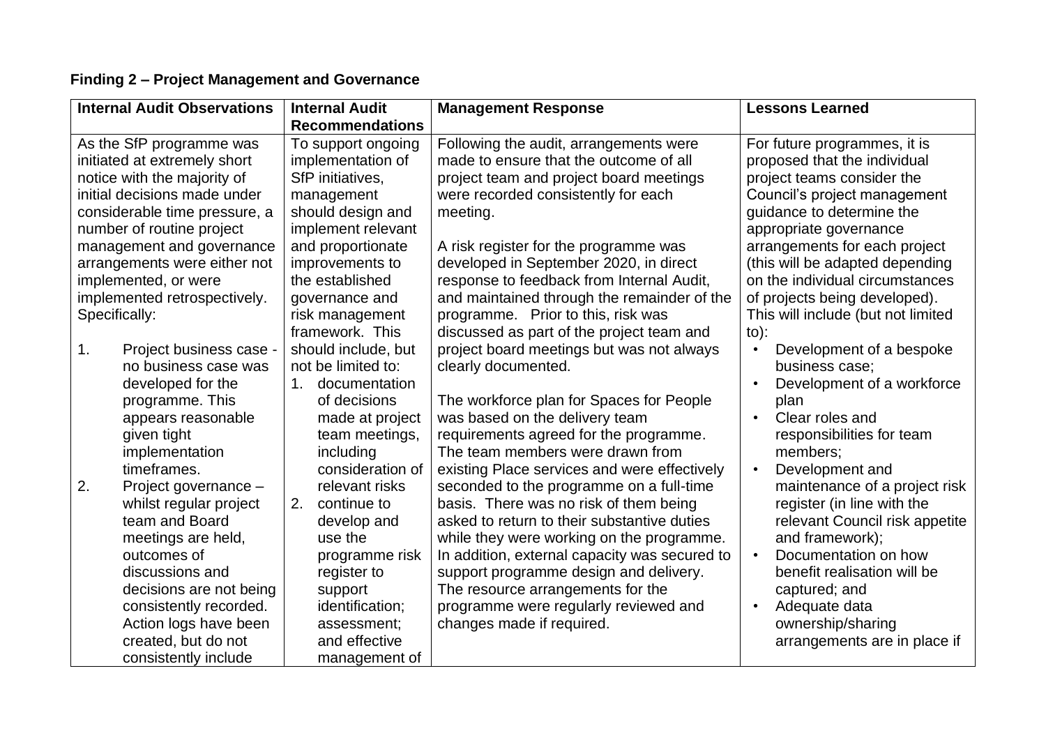**Finding 2 – Project Management and Governance**

| Internal Audit Observations | Internal Audit Recommendations | Management Response | Lessons Learned |
| --- | --- | --- | --- |
| As the SfP programme was initiated at extremely short notice with the majority of initial decisions made under considerable time pressure, a number of routine project management and governance arrangements were either not implemented, or were implemented retrospectively. Specifically:<br><br>1. Project business case - no business case was developed for the programme. This appears reasonable given tight implementation timeframes.<br>2. Project governance – whilst regular project team and Board meetings are held, outcomes of discussions and decisions are not being consistently recorded. Action logs have been created, but do not consistently include | To support ongoing implementation of SfP initiatives, management should design and implement relevant and proportionate improvements to the established governance and risk management framework. This should include, but not be limited to:<br>1. documentation of decisions made at project team meetings, including consideration of relevant risks<br>2. continue to develop and use the programme risk register to support identification; assessment; and effective management of | Following the audit, arrangements were made to ensure that the outcome of all project team and project board meetings were recorded consistently for each meeting.<br><br>A risk register for the programme was developed in September 2020, in direct response to feedback from Internal Audit, and maintained through the remainder of the programme. Prior to this, risk was discussed as part of the project team and project board meetings but was not always clearly documented.<br><br>The workforce plan for Spaces for People was based on the delivery team requirements agreed for the programme. The team members were drawn from existing Place services and were effectively seconded to the programme on a full-time basis. There was no risk of them being asked to return to their substantive duties while they were working on the programme. In addition, external capacity was secured to support programme design and delivery. The resource arrangements for the programme were regularly reviewed and changes made if required. | For future programmes, it is proposed that the individual project teams consider the Council's project management guidance to determine the appropriate governance arrangements for each project (this will be adapted depending on the individual circumstances of projects being developed). This will include (but not limited to):<br>• Development of a bespoke business case;<br>• Development of a workforce plan<br>• Clear roles and responsibilities for team members;<br>• Development and maintenance of a project risk register (in line with the relevant Council risk appetite and framework);<br>• Documentation on how benefit realisation will be captured; and<br>• Adequate data ownership/sharing arrangements are in place if |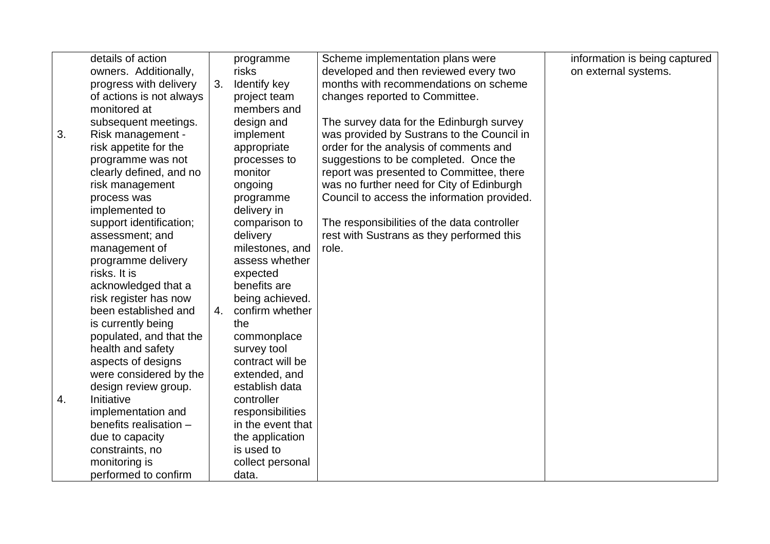| | | | |
|---|---|---|---|
| details of action owners. Additionally, progress with delivery of actions is not always monitored at subsequent meetings.<br>3. Risk management - risk appetite for the programme was not clearly defined, and no risk management process was implemented to support identification; assessment; and management of programme delivery risks. It is acknowledged that a risk register has now been established and is currently being populated, and that the health and safety aspects of designs were considered by the design review group.<br>4. Initiative implementation and benefits realisation – due to capacity constraints, no monitoring is performed to confirm | programme risks<br>3. Identify key project team members and design and implement appropriate processes to monitor ongoing programme delivery in comparison to delivery milestones, and assess whether expected benefits are being achieved.<br>4. confirm whether the commonplace survey tool contract will be extended, and establish data controller responsibilities in the event that the application is used to collect personal data. | Scheme implementation plans were developed and then reviewed every two months with recommendations on scheme changes reported to Committee.<br><br>The survey data for the Edinburgh survey was provided by Sustrans to the Council in order for the analysis of comments and suggestions to be completed. Once the report was presented to Committee, there was no further need for City of Edinburgh Council to access the information provided.<br><br>The responsibilities of the data controller rest with Sustrans as they performed this role. | information is being captured on external systems. |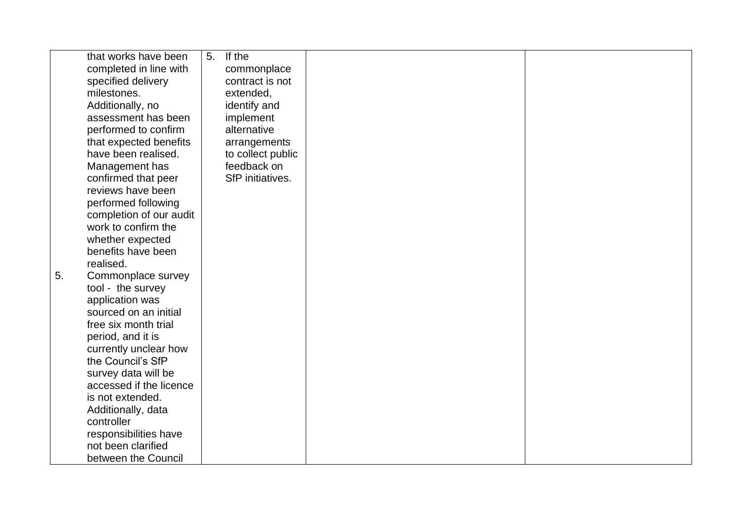| | | | |
|---|---|---|---|
| that works have been completed in line with specified delivery milestones. Additionally, no assessment has been performed to confirm that expected benefits have been realised. Management has confirmed that peer reviews have been performed following completion of our audit work to confirm the whether expected benefits have been realised.<br>5. Commonplace survey tool - the survey application was sourced on an initial free six month trial period, and it is currently unclear how the Council's SfP survey data will be accessed if the licence is not extended. Additionally, data controller responsibilities have not been clarified between the Council | 5. If the commonplace contract is not extended, identify and implement alternative arrangements to collect public feedback on SfP initiatives. | | |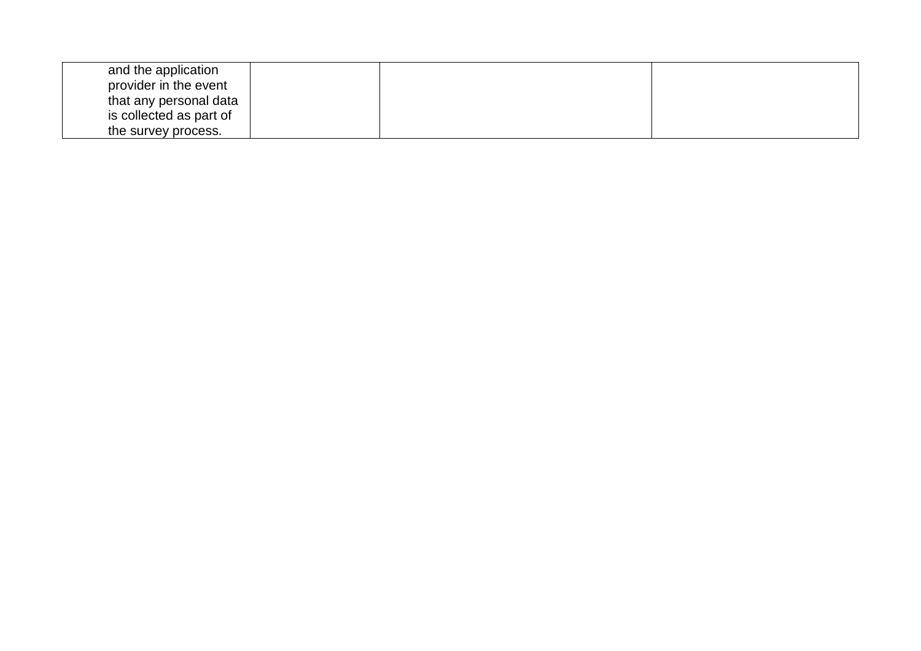| | | | |
|---|---|---|---|
| and the application provider in the event that any personal data is collected as part of the survey process. | | | |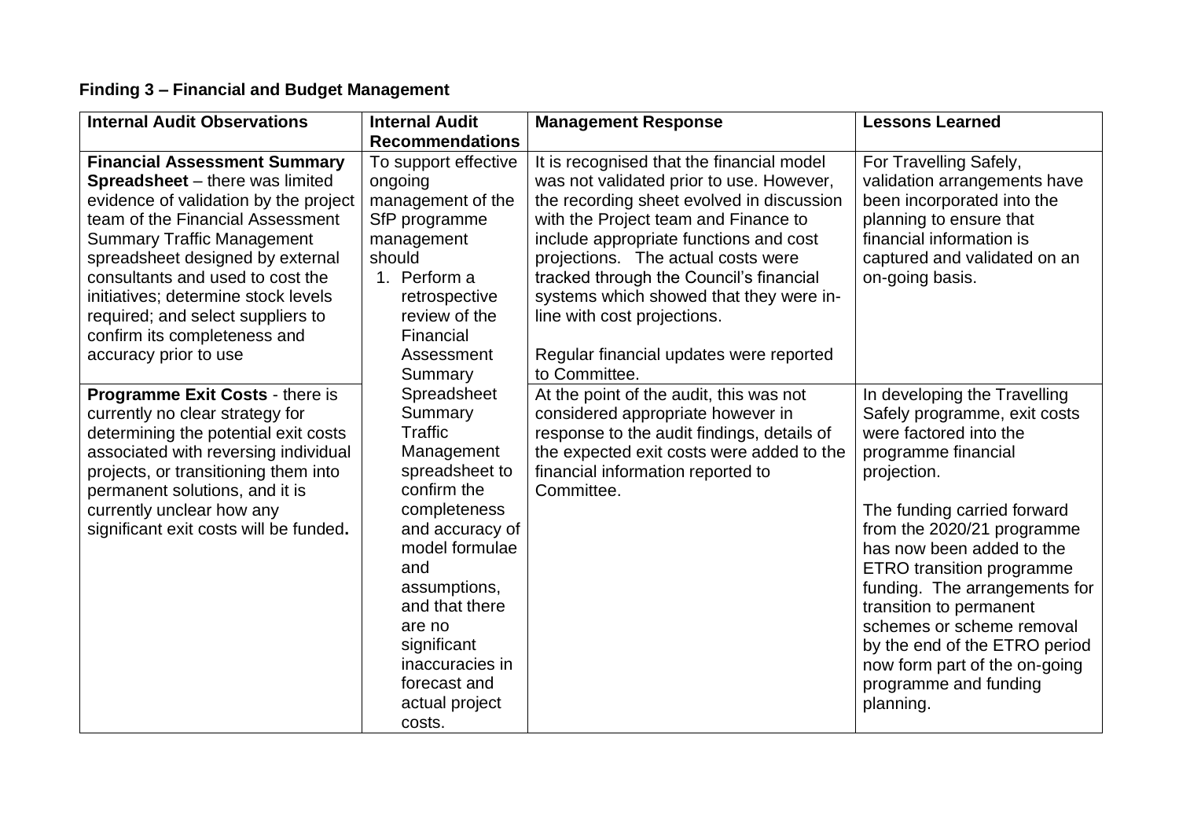**Finding 3 – Financial and Budget Management**

| Internal Audit Observations | Internal Audit Recommendations | Management Response | Lessons Learned |
|---|---|---|---|
| **Financial Assessment Summary Spreadsheet** – there was limited evidence of validation by the project team of the Financial Assessment Summary Traffic Management spreadsheet designed by external consultants and used to cost the initiatives; determine stock levels required; and select suppliers to confirm its completeness and accuracy prior to use | To support effective ongoing management of the SfP programme management should<br>1. Perform a retrospective review of the Financial Assessment Summary Spreadsheet Summary Traffic Management spreadsheet to confirm the completeness and accuracy of model formulae and assumptions, and that there are no significant inaccuracies in forecast and actual project costs. | It is recognised that the financial model was not validated prior to use. However, the recording sheet evolved in discussion with the Project team and Finance to include appropriate functions and cost projections. The actual costs were tracked through the Council's financial systems which showed that they were in-line with cost projections.<br><br>Regular financial updates were reported to Committee. | For Travelling Safely, validation arrangements have been incorporated into the planning to ensure that financial information is captured and validated on an on-going basis. |
| **Programme Exit Costs** - there is currently no clear strategy for determining the potential exit costs associated with reversing individual projects, or transitioning them into permanent solutions, and it is currently unclear how any significant exit costs will be funded**.** | | At the point of the audit, this was not considered appropriate however in response to the audit findings, details of the expected exit costs were added to the financial information reported to Committee. | In developing the Travelling Safely programme, exit costs were factored into the programme financial projection.<br><br>The funding carried forward from the 2020/21 programme has now been added to the ETRO transition programme funding. The arrangements for transition to permanent schemes or scheme removal by the end of the ETRO period now form part of the on-going programme and funding planning. |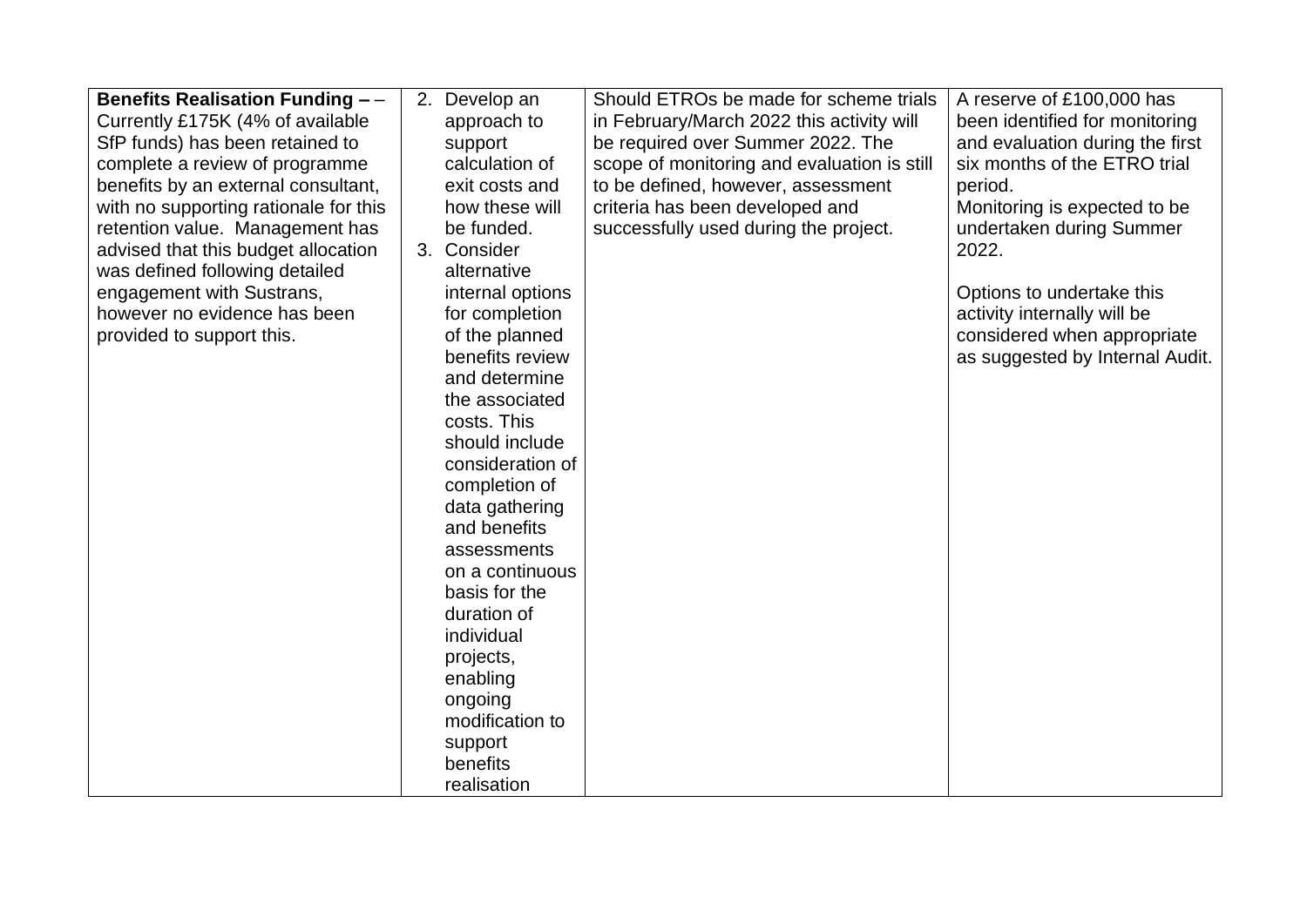| | | | |
|---|---|---|---|
| **Benefits Realisation Funding –** – Currently £175K (4% of available SfP funds) has been retained to complete a review of programme benefits by an external consultant, with no supporting rationale for this retention value. Management has advised that this budget allocation was defined following detailed engagement with Sustrans, however no evidence has been provided to support this. | 2. Develop an approach to support calculation of exit costs and how these will be funded.<br>3. Consider alternative internal options for completion of the planned benefits review and determine the associated costs. This should include consideration of completion of data gathering and benefits assessments on a continuous basis for the duration of individual projects, enabling ongoing modification to support benefits realisation | Should ETROs be made for scheme trials in February/March 2022 this activity will be required over Summer 2022. The scope of monitoring and evaluation is still to be defined, however, assessment criteria has been developed and successfully used during the project. | A reserve of £100,000 has been identified for monitoring and evaluation during the first six months of the ETRO trial period.<br>Monitoring is expected to be undertaken during Summer 2022.<br><br>Options to undertake this activity internally will be considered when appropriate as suggested by Internal Audit. |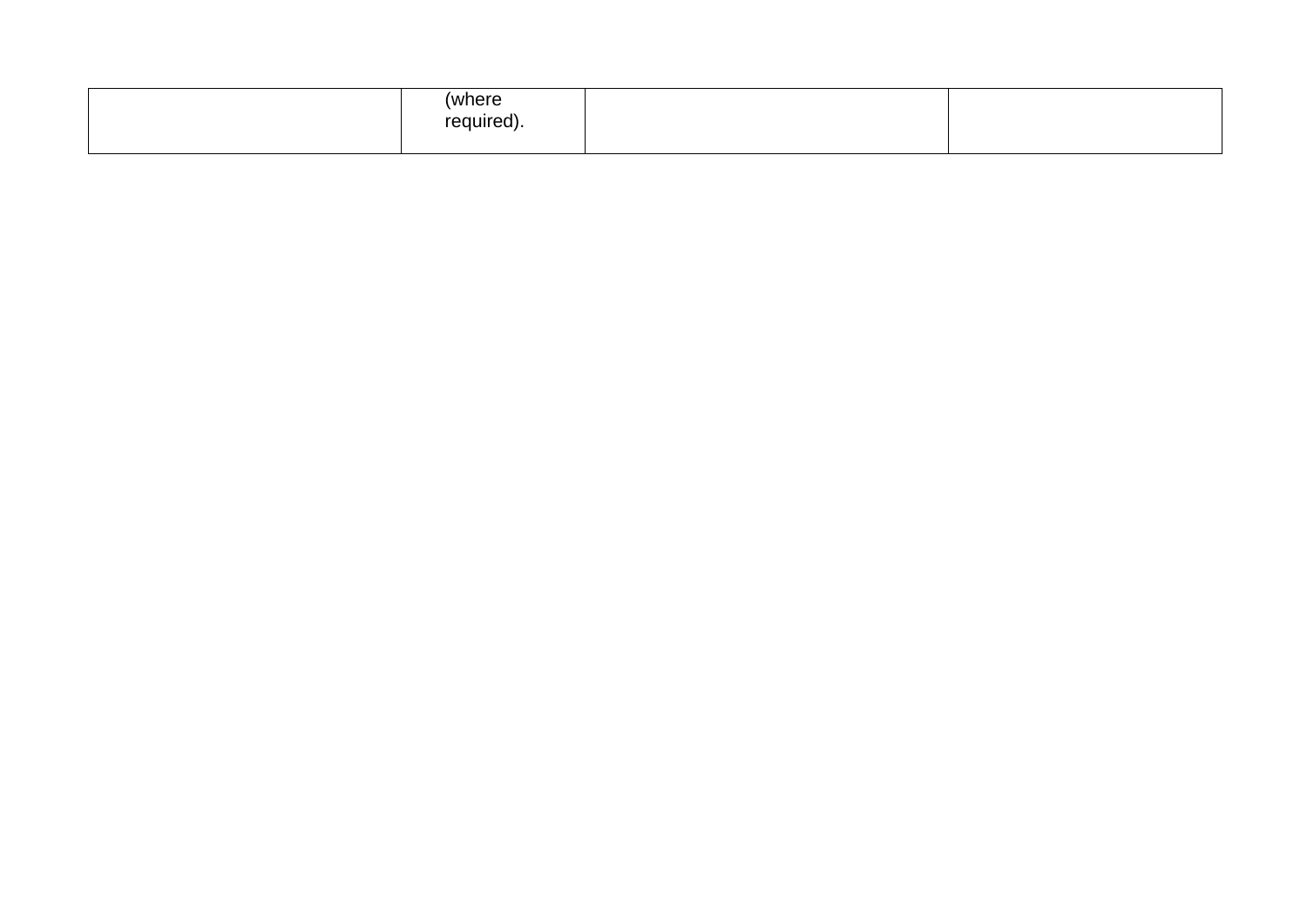| | | | |
|---|---|---|---|
| | (where required). | | |